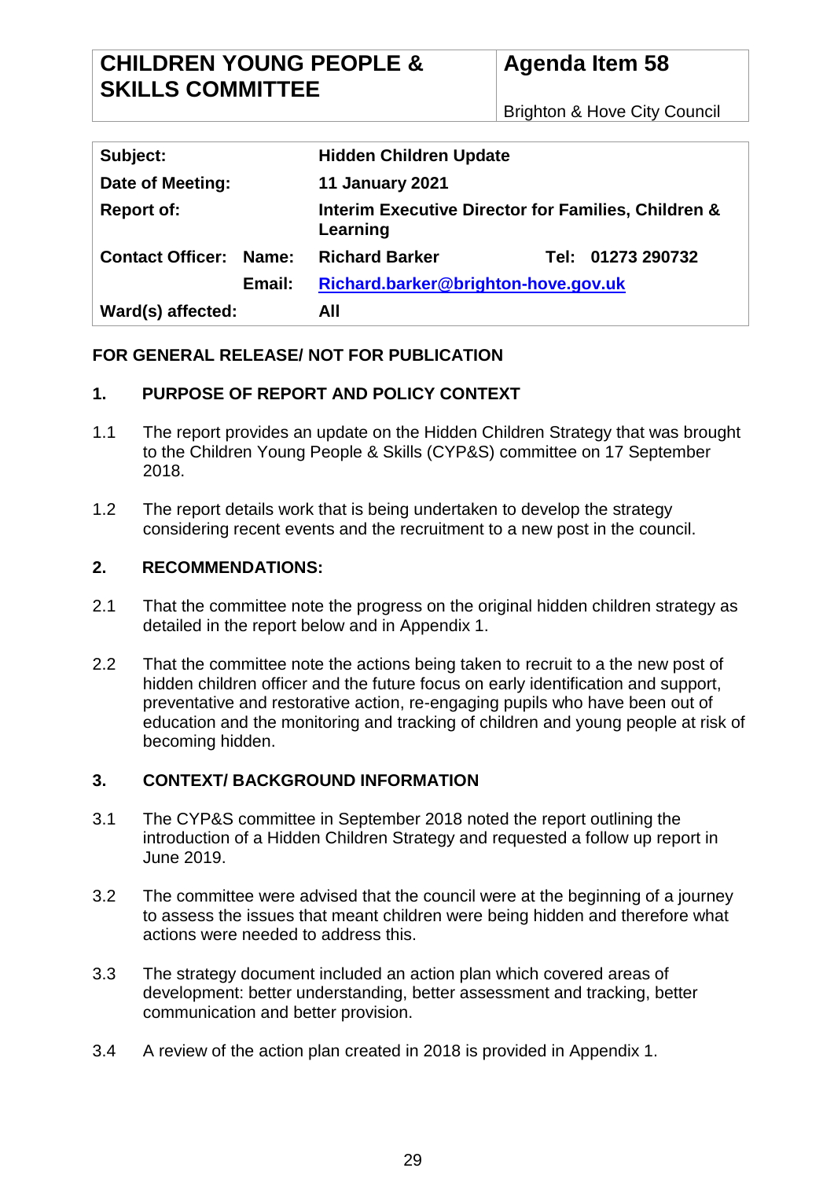| CHILDREN YOUNG PEOPLE & SKILLS COMMITTEE | Agenda Item 58 |
| --- | --- |
| | Brighton & Hove City Council |

| | | | |
| --- | --- | --- | --- |
| **Subject:** | | **Hidden Children Update** | |
| **Date of Meeting:** | | **11 January 2021** | |
| **Report of:** | | **Interim Executive Director for Families, Children & Learning** | |
| **Contact Officer:** | **Name:** | **Richard Barker** | **Tel: 01273 290732** |
| | **Email:** | **Richard.barker@brighton-hove.gov.uk** | |
| **Ward(s) affected:** | | **All** | |

**FOR GENERAL RELEASE/ NOT FOR PUBLICATION**

## 1. PURPOSE OF REPORT AND POLICY CONTEXT

1.1 The report provides an update on the Hidden Children Strategy that was brought to the Children Young People & Skills (CYP&S) committee on 17 September 2018.

1.2 The report details work that is being undertaken to develop the strategy considering recent events and the recruitment to a new post in the council.

## 2. RECOMMENDATIONS:

2.1 That the committee note the progress on the original hidden children strategy as detailed in the report below and in Appendix 1.

2.2 That the committee note the actions being taken to recruit to a the new post of hidden children officer and the future focus on early identification and support, preventative and restorative action, re-engaging pupils who have been out of education and the monitoring and tracking of children and young people at risk of becoming hidden.

## 3. CONTEXT/ BACKGROUND INFORMATION

3.1 The CYP&S committee in September 2018 noted the report outlining the introduction of a Hidden Children Strategy and requested a follow up report in June 2019.

3.2 The committee were advised that the council were at the beginning of a journey to assess the issues that meant children were being hidden and therefore what actions were needed to address this.

3.3 The strategy document included an action plan which covered areas of development: better understanding, better assessment and tracking, better communication and better provision.

3.4 A review of the action plan created in 2018 is provided in Appendix 1.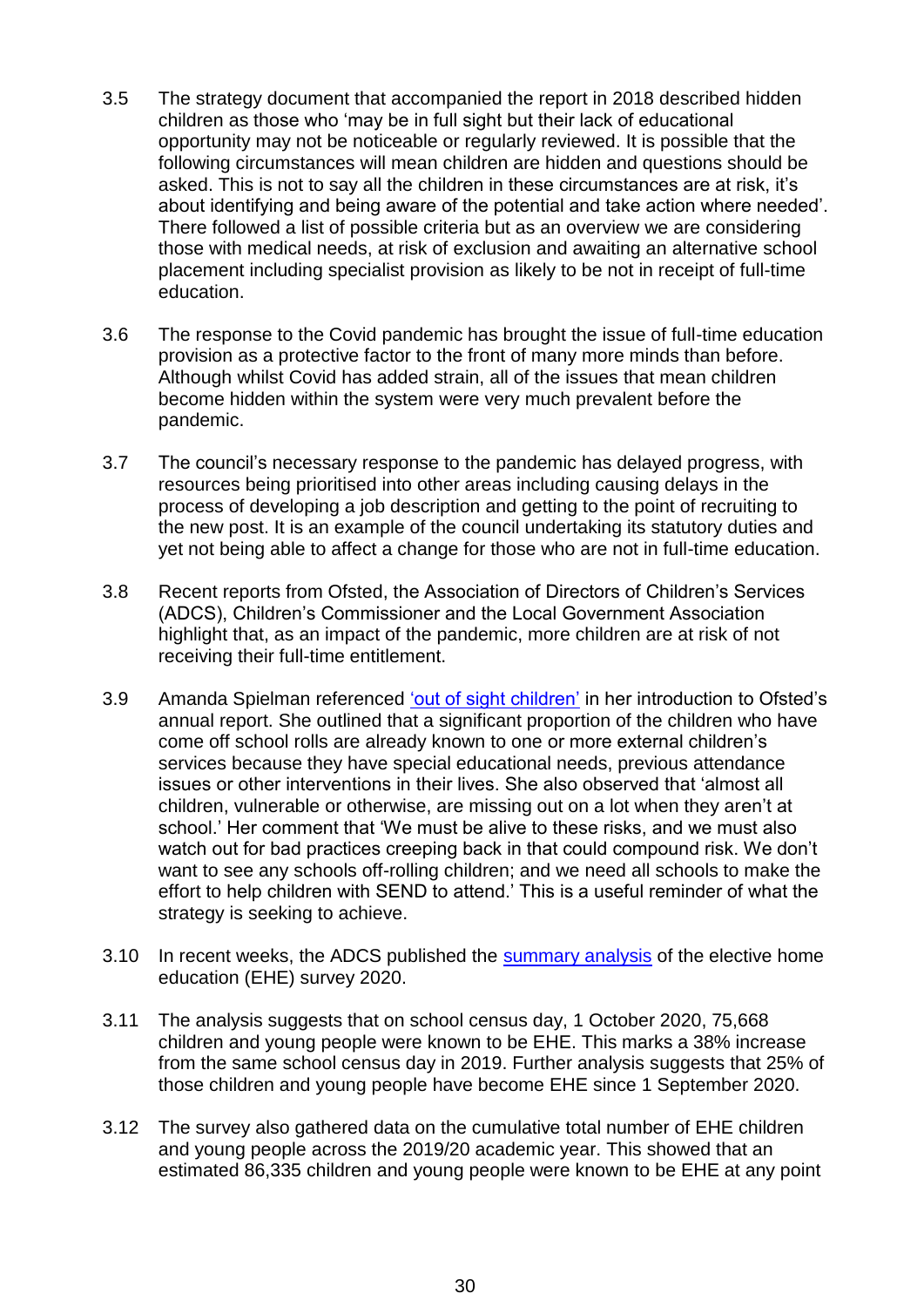3.5 The strategy document that accompanied the report in 2018 described hidden children as those who 'may be in full sight but their lack of educational opportunity may not be noticeable or regularly reviewed. It is possible that the following circumstances will mean children are hidden and questions should be asked. This is not to say all the children in these circumstances are at risk, it's about identifying and being aware of the potential and take action where needed'. There followed a list of possible criteria but as an overview we are considering those with medical needs, at risk of exclusion and awaiting an alternative school placement including specialist provision as likely to be not in receipt of full-time education.

3.6 The response to the Covid pandemic has brought the issue of full-time education provision as a protective factor to the front of many more minds than before. Although whilst Covid has added strain, all of the issues that mean children become hidden within the system were very much prevalent before the pandemic.

3.7 The council's necessary response to the pandemic has delayed progress, with resources being prioritised into other areas including causing delays in the process of developing a job description and getting to the point of recruiting to the new post. It is an example of the council undertaking its statutory duties and yet not being able to affect a change for those who are not in full-time education.

3.8 Recent reports from Ofsted, the Association of Directors of Children's Services (ADCS), Children's Commissioner and the Local Government Association highlight that, as an impact of the pandemic, more children are at risk of not receiving their full-time entitlement.

3.9 Amanda Spielman referenced 'out of sight children' in her introduction to Ofsted's annual report. She outlined that a significant proportion of the children who have come off school rolls are already known to one or more external children's services because they have special educational needs, previous attendance issues or other interventions in their lives. She also observed that 'almost all children, vulnerable or otherwise, are missing out on a lot when they aren't at school.' Her comment that 'We must be alive to these risks, and we must also watch out for bad practices creeping back in that could compound risk. We don't want to see any schools off-rolling children; and we need all schools to make the effort to help children with SEND to attend.' This is a useful reminder of what the strategy is seeking to achieve.

3.10 In recent weeks, the ADCS published the summary analysis of the elective home education (EHE) survey 2020.

3.11 The analysis suggests that on school census day, 1 October 2020, 75,668 children and young people were known to be EHE. This marks a 38% increase from the same school census day in 2019. Further analysis suggests that 25% of those children and young people have become EHE since 1 September 2020.

3.12 The survey also gathered data on the cumulative total number of EHE children and young people across the 2019/20 academic year. This showed that an estimated 86,335 children and young people were known to be EHE at any point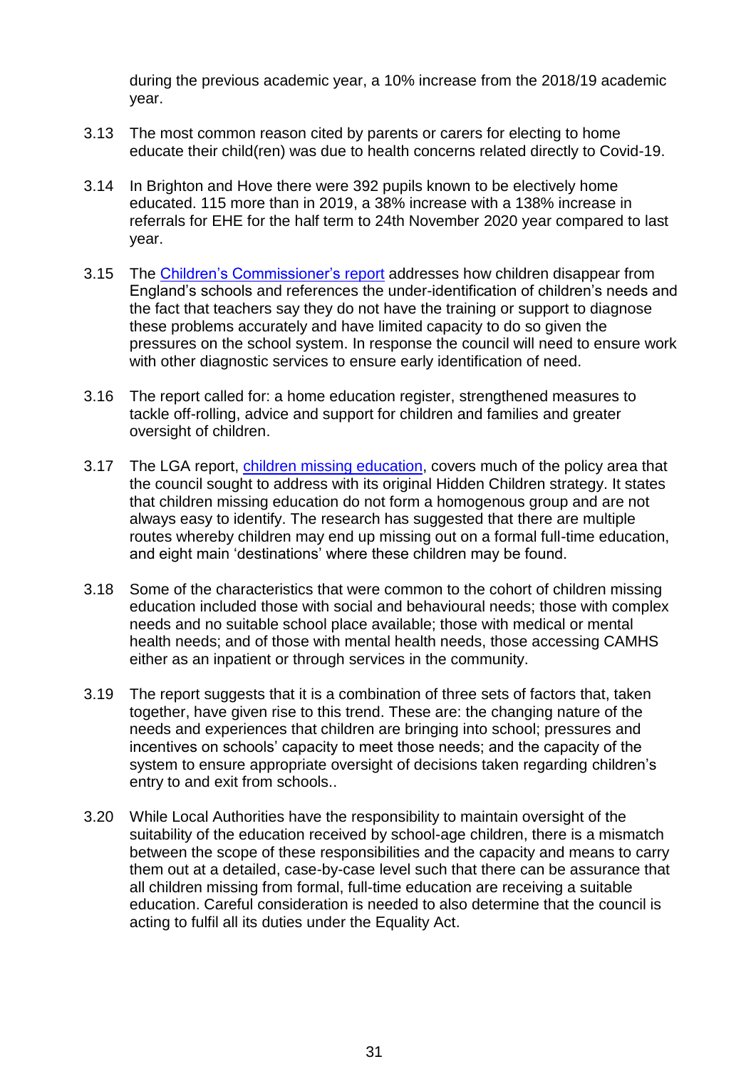during the previous academic year, a 10% increase from the 2018/19 academic year.

3.13 The most common reason cited by parents or carers for electing to home educate their child(ren) was due to health concerns related directly to Covid-19.

3.14 In Brighton and Hove there were 392 pupils known to be electively home educated. 115 more than in 2019, a 38% increase with a 138% increase in referrals for EHE for the half term to 24th November 2020 year compared to last year.

3.15 The [Children's Commissioner's report] addresses how children disappear from England's schools and references the under-identification of children's needs and the fact that teachers say they do not have the training or support to diagnose these problems accurately and have limited capacity to do so given the pressures on the school system. In response the council will need to ensure work with other diagnostic services to ensure early identification of need.

3.16 The report called for: a home education register, strengthened measures to tackle off-rolling, advice and support for children and families and greater oversight of children.

3.17 The LGA report, [children missing education], covers much of the policy area that the council sought to address with its original Hidden Children strategy. It states that children missing education do not form a homogenous group and are not always easy to identify. The research has suggested that there are multiple routes whereby children may end up missing out on a formal full-time education, and eight main 'destinations' where these children may be found.

3.18 Some of the characteristics that were common to the cohort of children missing education included those with social and behavioural needs; those with complex needs and no suitable school place available; those with medical or mental health needs; and of those with mental health needs, those accessing CAMHS either as an inpatient or through services in the community.

3.19 The report suggests that it is a combination of three sets of factors that, taken together, have given rise to this trend. These are: the changing nature of the needs and experiences that children are bringing into school; pressures and incentives on schools' capacity to meet those needs; and the capacity of the system to ensure appropriate oversight of decisions taken regarding children's entry to and exit from schools..

3.20 While Local Authorities have the responsibility to maintain oversight of the suitability of the education received by school-age children, there is a mismatch between the scope of these responsibilities and the capacity and means to carry them out at a detailed, case-by-case level such that there can be assurance that all children missing from formal, full-time education are receiving a suitable education. Careful consideration is needed to also determine that the council is acting to fulfil all its duties under the Equality Act.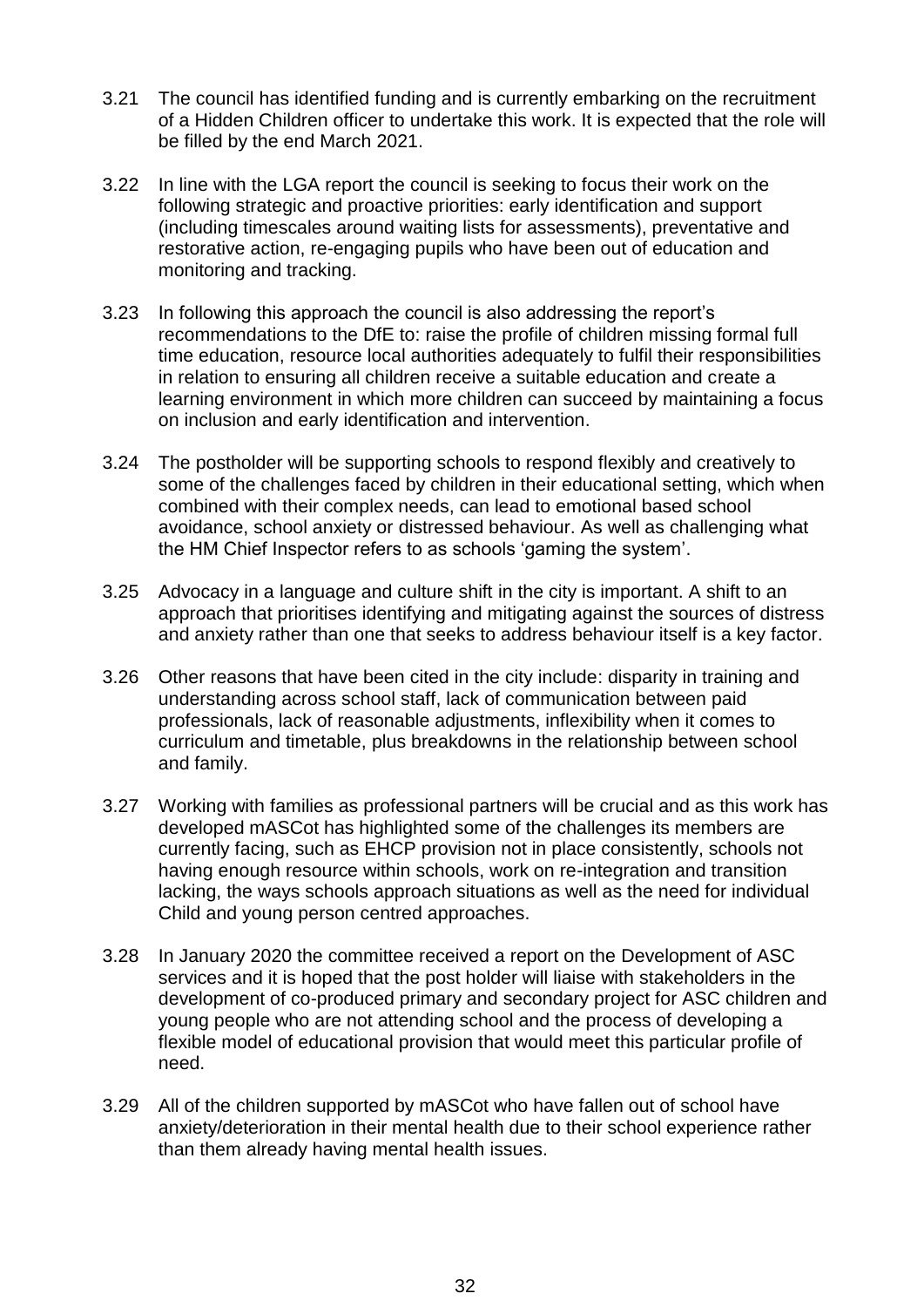3.21 The council has identified funding and is currently embarking on the recruitment of a Hidden Children officer to undertake this work. It is expected that the role will be filled by the end March 2021.

3.22 In line with the LGA report the council is seeking to focus their work on the following strategic and proactive priorities: early identification and support (including timescales around waiting lists for assessments), preventative and restorative action, re-engaging pupils who have been out of education and monitoring and tracking.

3.23 In following this approach the council is also addressing the report's recommendations to the DfE to: raise the profile of children missing formal full time education, resource local authorities adequately to fulfil their responsibilities in relation to ensuring all children receive a suitable education and create a learning environment in which more children can succeed by maintaining a focus on inclusion and early identification and intervention.

3.24 The postholder will be supporting schools to respond flexibly and creatively to some of the challenges faced by children in their educational setting, which when combined with their complex needs, can lead to emotional based school avoidance, school anxiety or distressed behaviour. As well as challenging what the HM Chief Inspector refers to as schools 'gaming the system'.

3.25 Advocacy in a language and culture shift in the city is important. A shift to an approach that prioritises identifying and mitigating against the sources of distress and anxiety rather than one that seeks to address behaviour itself is a key factor.

3.26 Other reasons that have been cited in the city include: disparity in training and understanding across school staff, lack of communication between paid professionals, lack of reasonable adjustments, inflexibility when it comes to curriculum and timetable, plus breakdowns in the relationship between school and family.

3.27 Working with families as professional partners will be crucial and as this work has developed mASCot has highlighted some of the challenges its members are currently facing, such as EHCP provision not in place consistently, schools not having enough resource within schools, work on re-integration and transition lacking, the ways schools approach situations as well as the need for individual Child and young person centred approaches.

3.28 In January 2020 the committee received a report on the Development of ASC services and it is hoped that the post holder will liaise with stakeholders in the development of co-produced primary and secondary project for ASC children and young people who are not attending school and the process of developing a flexible model of educational provision that would meet this particular profile of need.

3.29 All of the children supported by mASCot who have fallen out of school have anxiety/deterioration in their mental health due to their school experience rather than them already having mental health issues.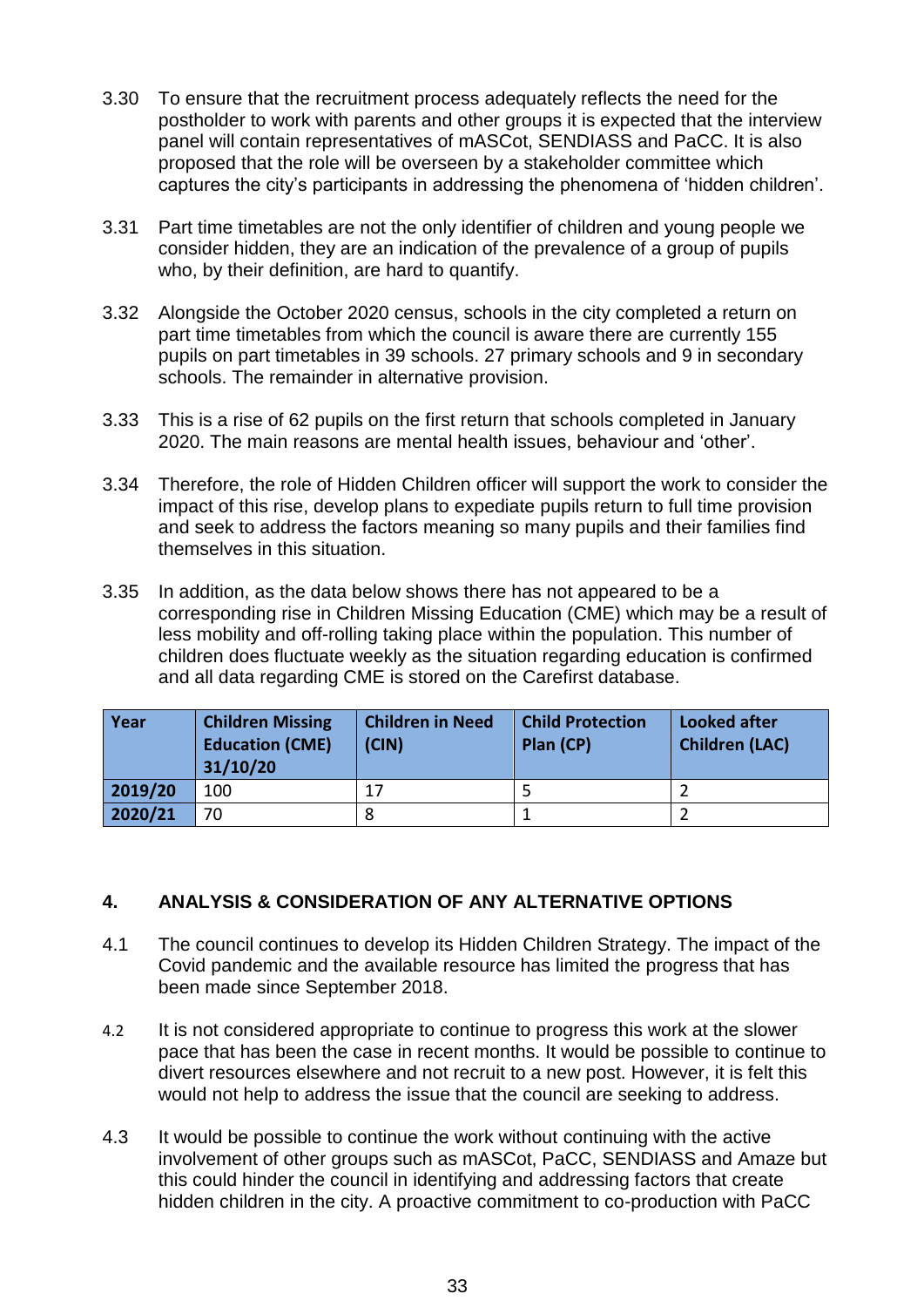3.30 To ensure that the recruitment process adequately reflects the need for the postholder to work with parents and other groups it is expected that the interview panel will contain representatives of mASCot, SENDIASS and PaCC. It is also proposed that the role will be overseen by a stakeholder committee which captures the city's participants in addressing the phenomena of 'hidden children'.

3.31 Part time timetables are not the only identifier of children and young people we consider hidden, they are an indication of the prevalence of a group of pupils who, by their definition, are hard to quantify.

3.32 Alongside the October 2020 census, schools in the city completed a return on part time timetables from which the council is aware there are currently 155 pupils on part timetables in 39 schools. 27 primary schools and 9 in secondary schools. The remainder in alternative provision.

3.33 This is a rise of 62 pupils on the first return that schools completed in January 2020. The main reasons are mental health issues, behaviour and 'other'.

3.34 Therefore, the role of Hidden Children officer will support the work to consider the impact of this rise, develop plans to expediate pupils return to full time provision and seek to address the factors meaning so many pupils and their families find themselves in this situation.

3.35 In addition, as the data below shows there has not appeared to be a corresponding rise in Children Missing Education (CME) which may be a result of less mobility and off-rolling taking place within the population. This number of children does fluctuate weekly as the situation regarding education is confirmed and all data regarding CME is stored on the Carefirst database.

| Year | Children Missing Education (CME) 31/10/20 | Children in Need (CIN) | Child Protection Plan (CP) | Looked after Children (LAC) |
|---|---|---|---|---|
| **2019/20** | 100 | 17 | 5 | 2 |
| **2020/21** | 70 | 8 | 1 | 2 |

## 4. ANALYSIS & CONSIDERATION OF ANY ALTERNATIVE OPTIONS

4.1 The council continues to develop its Hidden Children Strategy. The impact of the Covid pandemic and the available resource has limited the progress that has been made since September 2018.

4.2 It is not considered appropriate to continue to progress this work at the slower pace that has been the case in recent months. It would be possible to continue to divert resources elsewhere and not recruit to a new post. However, it is felt this would not help to address the issue that the council are seeking to address.

4.3 It would be possible to continue the work without continuing with the active involvement of other groups such as mASCot, PaCC, SENDIASS and Amaze but this could hinder the council in identifying and addressing factors that create hidden children in the city. A proactive commitment to co-production with PaCC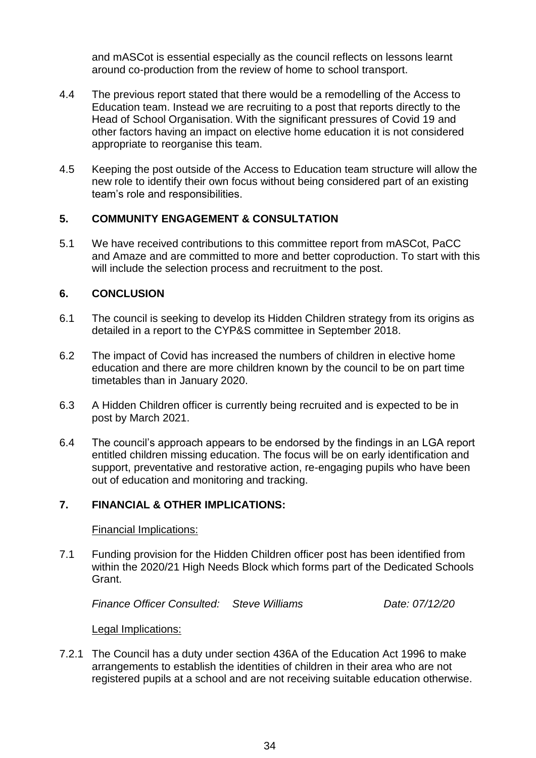and mASCot is essential especially as the council reflects on lessons learnt around co-production from the review of home to school transport.

4.4 The previous report stated that there would be a remodelling of the Access to Education team. Instead we are recruiting to a post that reports directly to the Head of School Organisation. With the significant pressures of Covid 19 and other factors having an impact on elective home education it is not considered appropriate to reorganise this team.

4.5 Keeping the post outside of the Access to Education team structure will allow the new role to identify their own focus without being considered part of an existing team's role and responsibilities.

## 5. COMMUNITY ENGAGEMENT & CONSULTATION

5.1 We have received contributions to this committee report from mASCot, PaCC and Amaze and are committed to more and better coproduction. To start with this will include the selection process and recruitment to the post.

## 6. CONCLUSION

6.1 The council is seeking to develop its Hidden Children strategy from its origins as detailed in a report to the CYP&S committee in September 2018.

6.2 The impact of Covid has increased the numbers of children in elective home education and there are more children known by the council to be on part time timetables than in January 2020.

6.3 A Hidden Children officer is currently being recruited and is expected to be in post by March 2021.

6.4 The council's approach appears to be endorsed by the findings in an LGA report entitled children missing education. The focus will be on early identification and support, preventative and restorative action, re-engaging pupils who have been out of education and monitoring and tracking.

## 7. FINANCIAL & OTHER IMPLICATIONS:

Financial Implications:

7.1 Funding provision for the Hidden Children officer post has been identified from within the 2020/21 High Needs Block which forms part of the Dedicated Schools Grant.

*Finance Officer Consulted: Steve Williams Date: 07/12/20*

Legal Implications:

7.2.1 The Council has a duty under section 436A of the Education Act 1996 to make arrangements to establish the identities of children in their area who are not registered pupils at a school and are not receiving suitable education otherwise.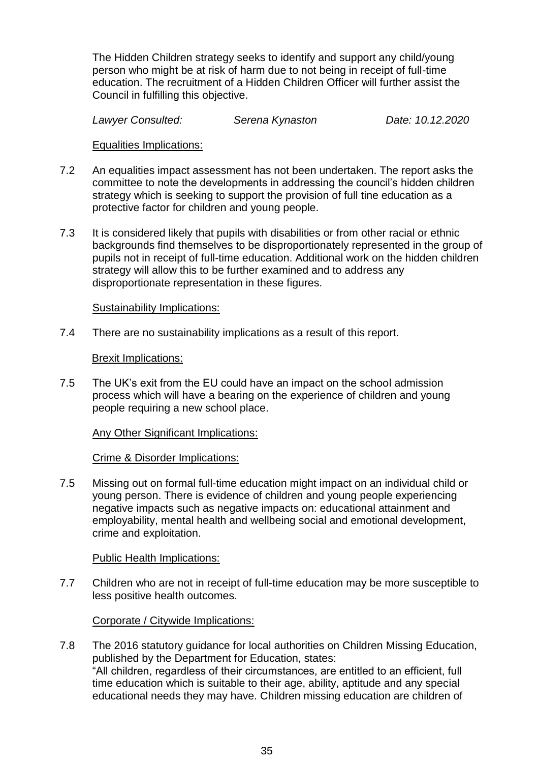The Hidden Children strategy seeks to identify and support any child/young person who might be at risk of harm due to not being in receipt of full-time education. The recruitment of a Hidden Children Officer will further assist the Council in fulfilling this objective.

*Lawyer Consulted: Serena Kynaston Date: 10.12.2020*

Equalities Implications:

7.2 An equalities impact assessment has not been undertaken. The report asks the committee to note the developments in addressing the council's hidden children strategy which is seeking to support the provision of full tine education as a protective factor for children and young people.

7.3 It is considered likely that pupils with disabilities or from other racial or ethnic backgrounds find themselves to be disproportionately represented in the group of pupils not in receipt of full-time education. Additional work on the hidden children strategy will allow this to be further examined and to address any disproportionate representation in these figures.

Sustainability Implications:

7.4 There are no sustainability implications as a result of this report.

Brexit Implications:

7.5 The UK's exit from the EU could have an impact on the school admission process which will have a bearing on the experience of children and young people requiring a new school place.

Any Other Significant Implications:

Crime & Disorder Implications:

7.5 Missing out on formal full-time education might impact on an individual child or young person. There is evidence of children and young people experiencing negative impacts such as negative impacts on: educational attainment and employability, mental health and wellbeing social and emotional development, crime and exploitation.

Public Health Implications:

7.7 Children who are not in receipt of full-time education may be more susceptible to less positive health outcomes.

Corporate / Citywide Implications:

7.8 The 2016 statutory guidance for local authorities on Children Missing Education, published by the Department for Education, states:
"All children, regardless of their circumstances, are entitled to an efficient, full time education which is suitable to their age, ability, aptitude and any special educational needs they may have. Children missing education are children of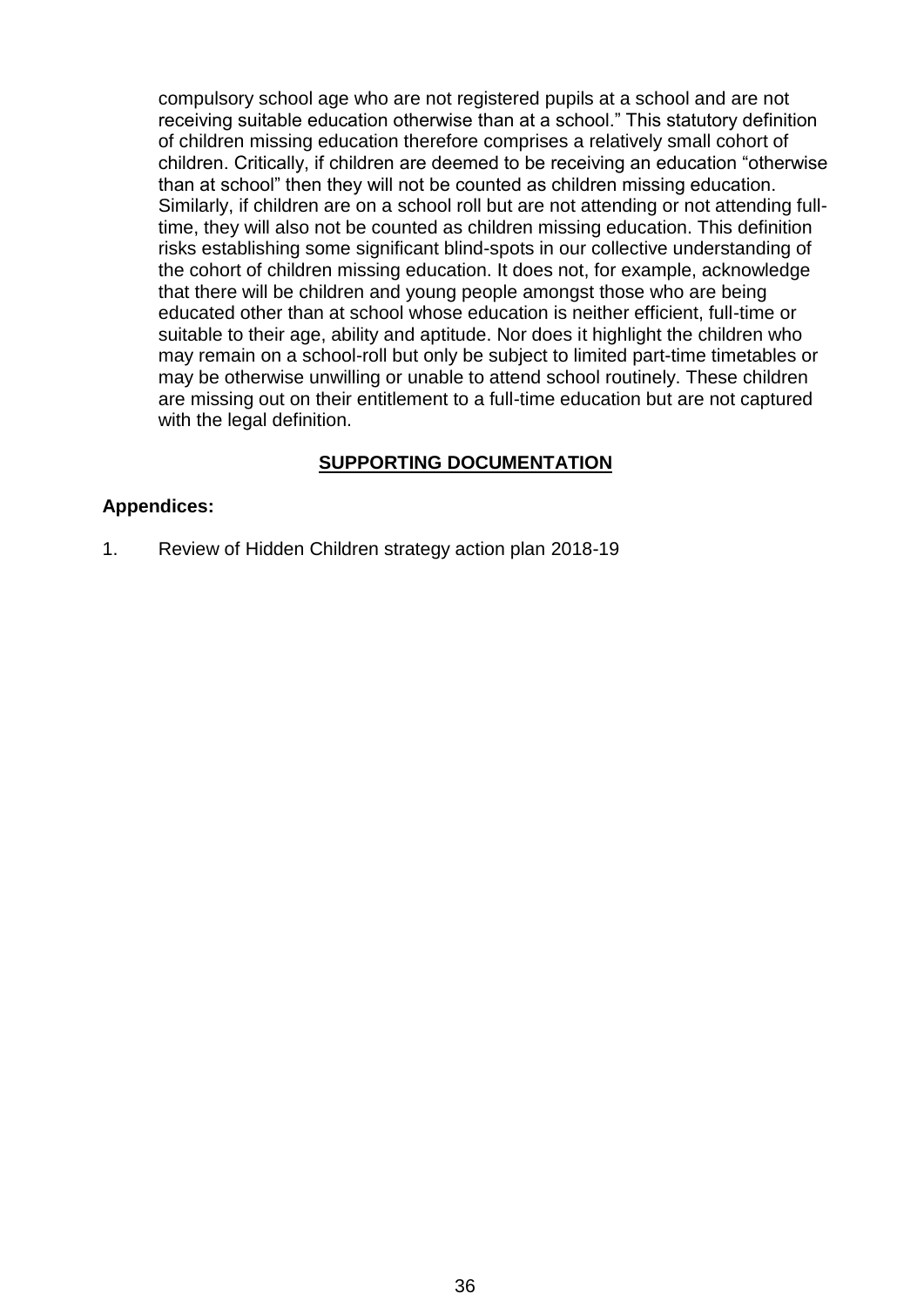compulsory school age who are not registered pupils at a school and are not receiving suitable education otherwise than at a school." This statutory definition of children missing education therefore comprises a relatively small cohort of children. Critically, if children are deemed to be receiving an education "otherwise than at school" then they will not be counted as children missing education. Similarly, if children are on a school roll but are not attending or not attending full-time, they will also not be counted as children missing education. This definition risks establishing some significant blind-spots in our collective understanding of the cohort of children missing education. It does not, for example, acknowledge that there will be children and young people amongst those who are being educated other than at school whose education is neither efficient, full-time or suitable to their age, ability and aptitude. Nor does it highlight the children who may remain on a school-roll but only be subject to limited part-time timetables or may be otherwise unwilling or unable to attend school routinely. These children are missing out on their entitlement to a full-time education but are not captured with the legal definition.

## <u>SUPPORTING DOCUMENTATION</u>

**Appendices:**

1. Review of Hidden Children strategy action plan 2018-19